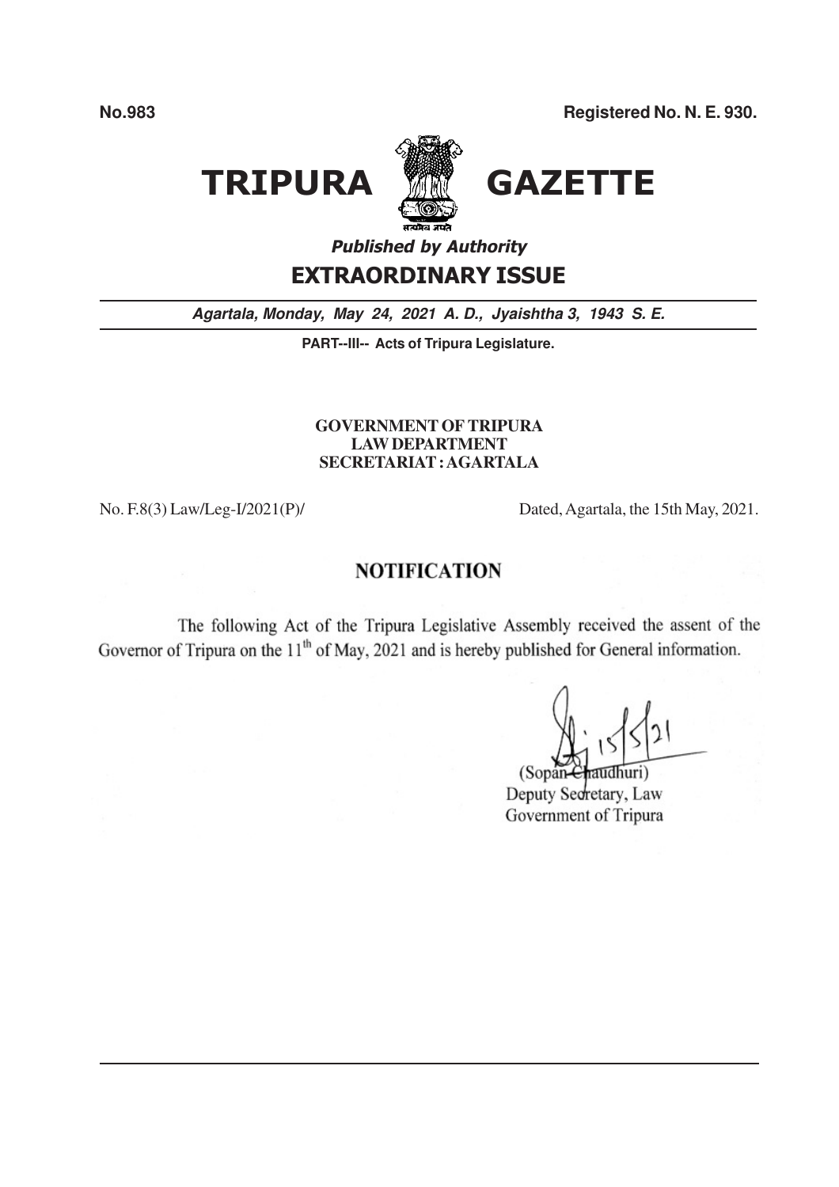**No.983** **Registered No. N. E. 930.**

# TRIPURA GAZETTE

***Published by Authority***

## EXTRAORDINARY ISSUE

***Agartala, Monday, May 24, 2021 A. D., Jyaishtha 3, 1943 S. E.***

**PART--III-- Acts of Tripura Legislature.**

**GOVERNMENT OF TRIPURA**
**LAW DEPARTMENT**
**SECRETARIAT : AGARTALA**

No. F.8(3) Law/Leg-I/2021(P)/ Dated, Agartala, the 15th May, 2021.

## NOTIFICATION

The following Act of the Tripura Legislative Assembly received the assent of the Governor of Tripura on the 11th of May, 2021 and is hereby published for General information.

Sd/- 15/5/21
(Sopan Chaudhuri)
Deputy Secretary, Law
Government of Tripura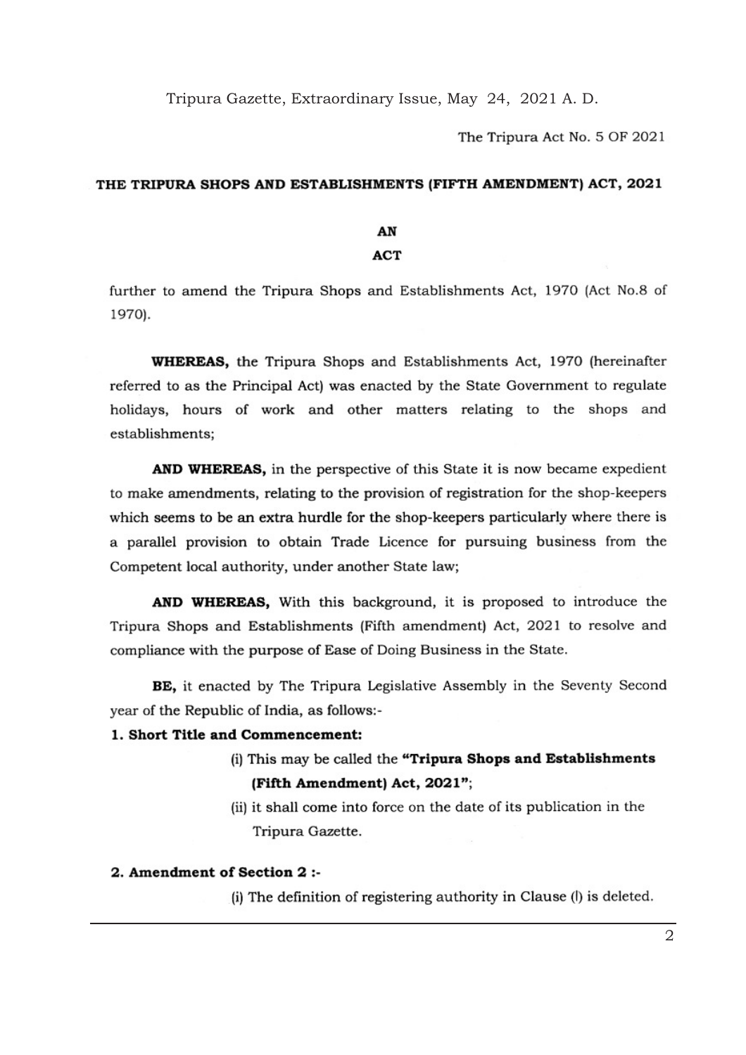Tripura Gazette, Extraordinary Issue, May 24, 2021 A. D.

The Tripura Act No. 5 OF 2021

## THE TRIPURA SHOPS AND ESTABLISHMENTS (FIFTH AMENDMENT) ACT, 2021

**AN**

**ACT**

further to amend the Tripura Shops and Establishments Act, 1970 (Act No.8 of 1970).

**WHEREAS,** the Tripura Shops and Establishments Act, 1970 (hereinafter referred to as the Principal Act) was enacted by the State Government to regulate holidays, hours of work and other matters relating to the shops and establishments;

**AND WHEREAS,** in the perspective of this State it is now became expedient to make amendments, relating to the provision of registration for the shop-keepers which seems to be an extra hurdle for the shop-keepers particularly where there is a parallel provision to obtain Trade Licence for pursuing business from the Competent local authority, under another State law;

**AND WHEREAS,** With this background, it is proposed to introduce the Tripura Shops and Establishments (Fifth amendment) Act, 2021 to resolve and compliance with the purpose of Ease of Doing Business in the State.

**BE,** it enacted by The Tripura Legislative Assembly in the Seventy Second year of the Republic of India, as follows:-

**1. Short Title and Commencement:**

(i) This may be called the **"Tripura Shops and Establishments (Fifth Amendment) Act, 2021"**;

(ii) it shall come into force on the date of its publication in the Tripura Gazette.

**2. Amendment of Section 2 :-**

(i) The definition of registering authority in Clause (l) is deleted.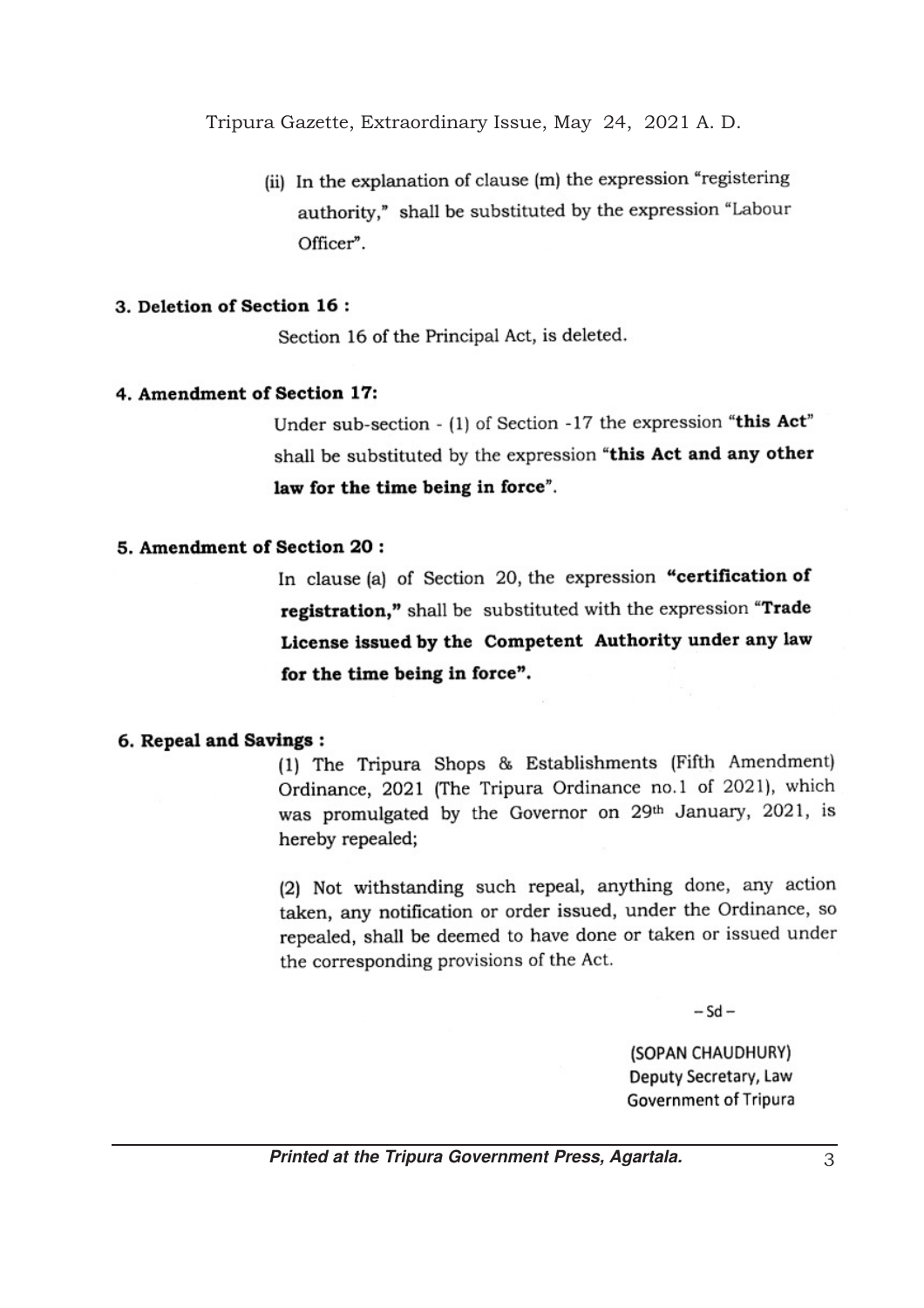(ii) In the explanation of clause (m) the expression "registering authority," shall be substituted by the expression "Labour Officer".

**3. Deletion of Section 16 :**

Section 16 of the Principal Act, is deleted.

**4. Amendment of Section 17:**

Under sub-section - (1) of Section -17 the expression "**this Act**" shall be substituted by the expression "**this Act and any other law for the time being in force**".

**5. Amendment of Section 20 :**

In clause (a) of Section 20, the expression **"certification of registration,"** shall be substituted with the expression "**Trade License issued by the Competent Authority under any law for the time being in force".**

**6. Repeal and Savings :**

(1) The Tripura Shops & Establishments (Fifth Amendment) Ordinance, 2021 (The Tripura Ordinance no.1 of 2021), which was promulgated by the Governor on 29th January, 2021, is hereby repealed;

(2) Not withstanding such repeal, anything done, any action taken, any notification or order issued, under the Ordinance, so repealed, shall be deemed to have done or taken or issued under the corresponding provisions of the Act.

– Sd –

(SOPAN CHAUDHURY)
Deputy Secretary, Law
Government of Tripura

***Printed at the Tripura Government Press, Agartala.***